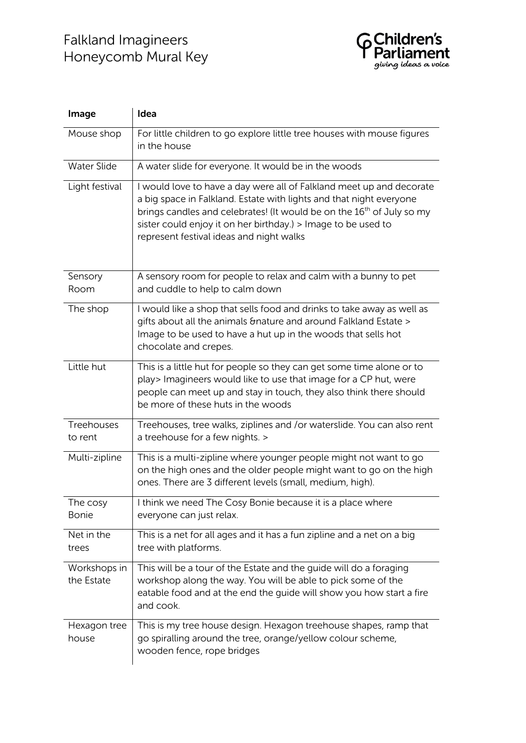# Falkland Imagineers
## Honeycomb Mural Key

Children's Parliament
*giving ideas a voice*

| Image | Idea |
|---|---|
| Mouse shop | For little children to go explore little tree houses with mouse figures in the house |
| Water Slide | A water slide for everyone. It would be in the woods |
| Light festival | I would love to have a day were all of Falkland meet up and decorate a big space in Falkland. Estate with lights and that night everyone brings candles and celebrates! (It would be on the 16th of July so my sister could enjoy it on her birthday.) > Image to be used to represent festival ideas and night walks |
| Sensory Room | A sensory room for people to relax and calm with a bunny to pet and cuddle to help to calm down |
| The shop | I would like a shop that sells food and drinks to take away as well as gifts about all the animals &nature and around Falkland Estate > Image to be used to have a hut up in the woods that sells hot chocolate and crepes. |
| Little hut | This is a little hut for people so they can get some time alone or to play> Imagineers would like to use that image for a CP hut, were people can meet up and stay in touch, they also think there should be more of these huts in the woods |
| Treehouses to rent | Treehouses, tree walks, ziplines and /or waterslide. You can also rent a treehouse for a few nights. > |
| Multi-zipline | This is a multi-zipline where younger people might not want to go on the high ones and the older people might want to go on the high ones. There are 3 different levels (small, medium, high). |
| The cosy Bonie | I think we need The Cosy Bonie because it is a place where everyone can just relax. |
| Net in the trees | This is a net for all ages and it has a fun zipline and a net on a big tree with platforms. |
| Workshops in the Estate | This will be a tour of the Estate and the guide will do a foraging workshop along the way. You will be able to pick some of the eatable food and at the end the guide will show you how start a fire and cook. |
| Hexagon tree house | This is my tree house design. Hexagon treehouse shapes, ramp that go spiralling around the tree, orange/yellow colour scheme, wooden fence, rope bridges |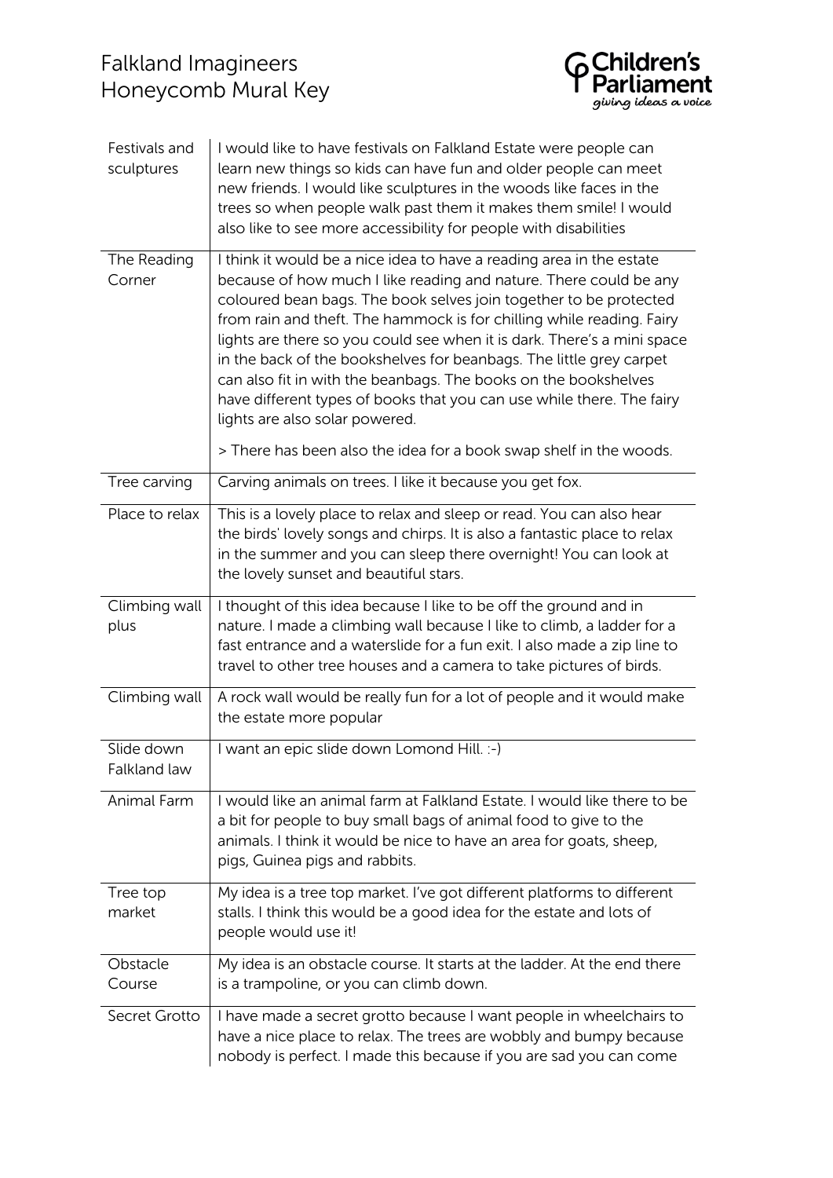# Falkland Imagineers
# Honeycomb Mural Key

| | |
|---|---|
| Festivals and sculptures | I would like to have festivals on Falkland Estate were people can learn new things so kids can have fun and older people can meet new friends. I would like sculptures in the woods like faces in the trees so when people walk past them it makes them smile! I would also like to see more accessibility for people with disabilities |
| The Reading Corner | I think it would be a nice idea to have a reading area in the estate because of how much I like reading and nature. There could be any coloured bean bags. The book selves join together to be protected from rain and theft. The hammock is for chilling while reading. Fairy lights are there so you could see when it is dark. There's a mini space in the back of the bookshelves for beanbags. The little grey carpet can also fit in with the beanbags. The books on the bookshelves have different types of books that you can use while there. The fairy lights are also solar powered.<br><br>> There has been also the idea for a book swap shelf in the woods. |
| Tree carving | Carving animals on trees. I like it because you get fox. |
| Place to relax | This is a lovely place to relax and sleep or read. You can also hear the birds' lovely songs and chirps. It is also a fantastic place to relax in the summer and you can sleep there overnight! You can look at the lovely sunset and beautiful stars. |
| Climbing wall plus | I thought of this idea because I like to be off the ground and in nature. I made a climbing wall because I like to climb, a ladder for a fast entrance and a waterslide for a fun exit. I also made a zip line to travel to other tree houses and a camera to take pictures of birds. |
| Climbing wall | A rock wall would be really fun for a lot of people and it would make the estate more popular |
| Slide down Falkland law | I want an epic slide down Lomond Hill. :-) |
| Animal Farm | I would like an animal farm at Falkland Estate. I would like there to be a bit for people to buy small bags of animal food to give to the animals. I think it would be nice to have an area for goats, sheep, pigs, Guinea pigs and rabbits. |
| Tree top market | My idea is a tree top market. I've got different platforms to different stalls. I think this would be a good idea for the estate and lots of people would use it! |
| Obstacle Course | My idea is an obstacle course. It starts at the ladder. At the end there is a trampoline, or you can climb down. |
| Secret Grotto | I have made a secret grotto because I want people in wheelchairs to have a nice place to relax. The trees are wobbly and bumpy because nobody is perfect. I made this because if you are sad you can come |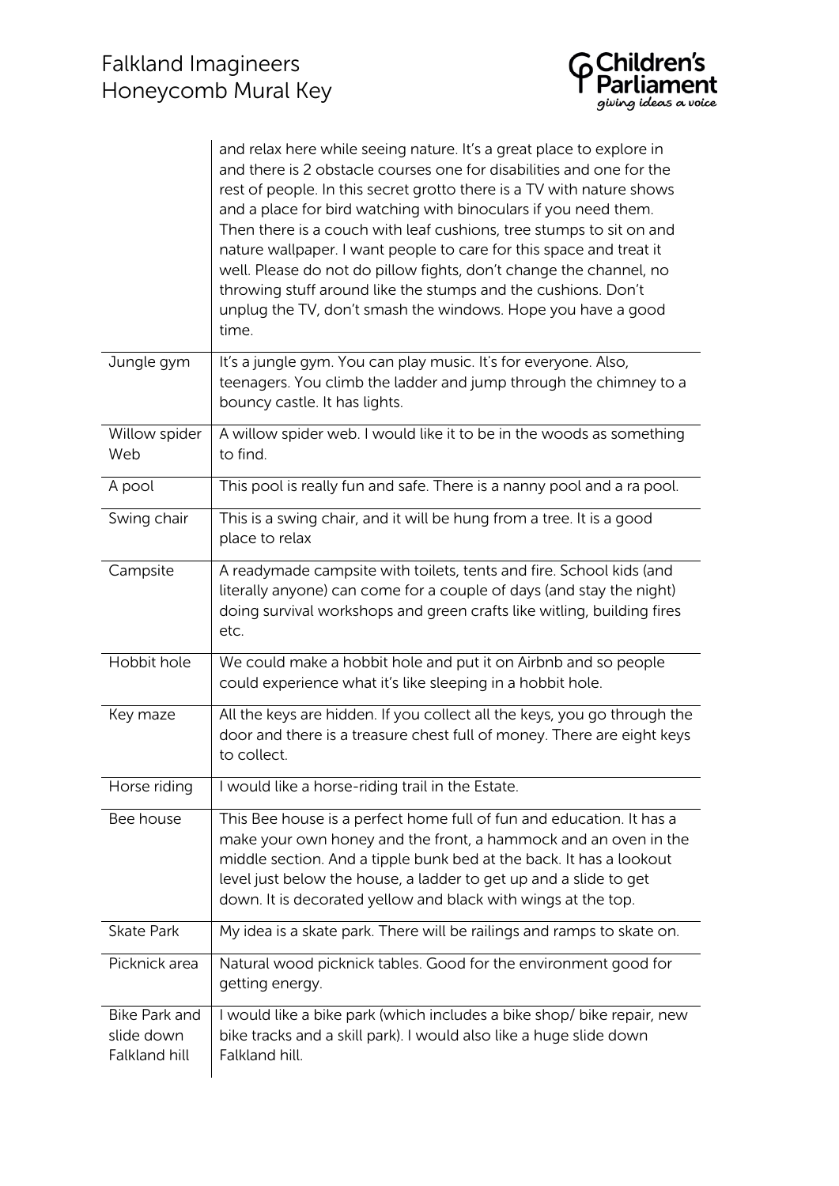| | |
|---|---|
| | and relax here while seeing nature. It's a great place to explore in and there is 2 obstacle courses one for disabilities and one for the rest of people. In this secret grotto there is a TV with nature shows and a place for bird watching with binoculars if you need them. Then there is a couch with leaf cushions, tree stumps to sit on and nature wallpaper. I want people to care for this space and treat it well. Please do not do pillow fights, don't change the channel, no throwing stuff around like the stumps and the cushions. Don't unplug the TV, don't smash the windows. Hope you have a good time. |
| Jungle gym | It's a jungle gym. You can play music. It's for everyone. Also, teenagers. You climb the ladder and jump through the chimney to a bouncy castle. It has lights. |
| Willow spider Web | A willow spider web. I would like it to be in the woods as something to find. |
| A pool | This pool is really fun and safe. There is a nanny pool and a ra pool. |
| Swing chair | This is a swing chair, and it will be hung from a tree. It is a good place to relax |
| Campsite | A readymade campsite with toilets, tents and fire. School kids (and literally anyone) can come for a couple of days (and stay the night) doing survival workshops and green crafts like witling, building fires etc. |
| Hobbit hole | We could make a hobbit hole and put it on Airbnb and so people could experience what it's like sleeping in a hobbit hole. |
| Key maze | All the keys are hidden. If you collect all the keys, you go through the door and there is a treasure chest full of money. There are eight keys to collect. |
| Horse riding | I would like a horse-riding trail in the Estate. |
| Bee house | This Bee house is a perfect home full of fun and education. It has a make your own honey and the front, a hammock and an oven in the middle section. And a tipple bunk bed at the back. It has a lookout level just below the house, a ladder to get up and a slide to get down. It is decorated yellow and black with wings at the top. |
| Skate Park | My idea is a skate park. There will be railings and ramps to skate on. |
| Picknick area | Natural wood picknick tables. Good for the environment good for getting energy. |
| Bike Park and slide down Falkland hill | I would like a bike park (which includes a bike shop/ bike repair, new bike tracks and a skill park). I would also like a huge slide down Falkland hill. |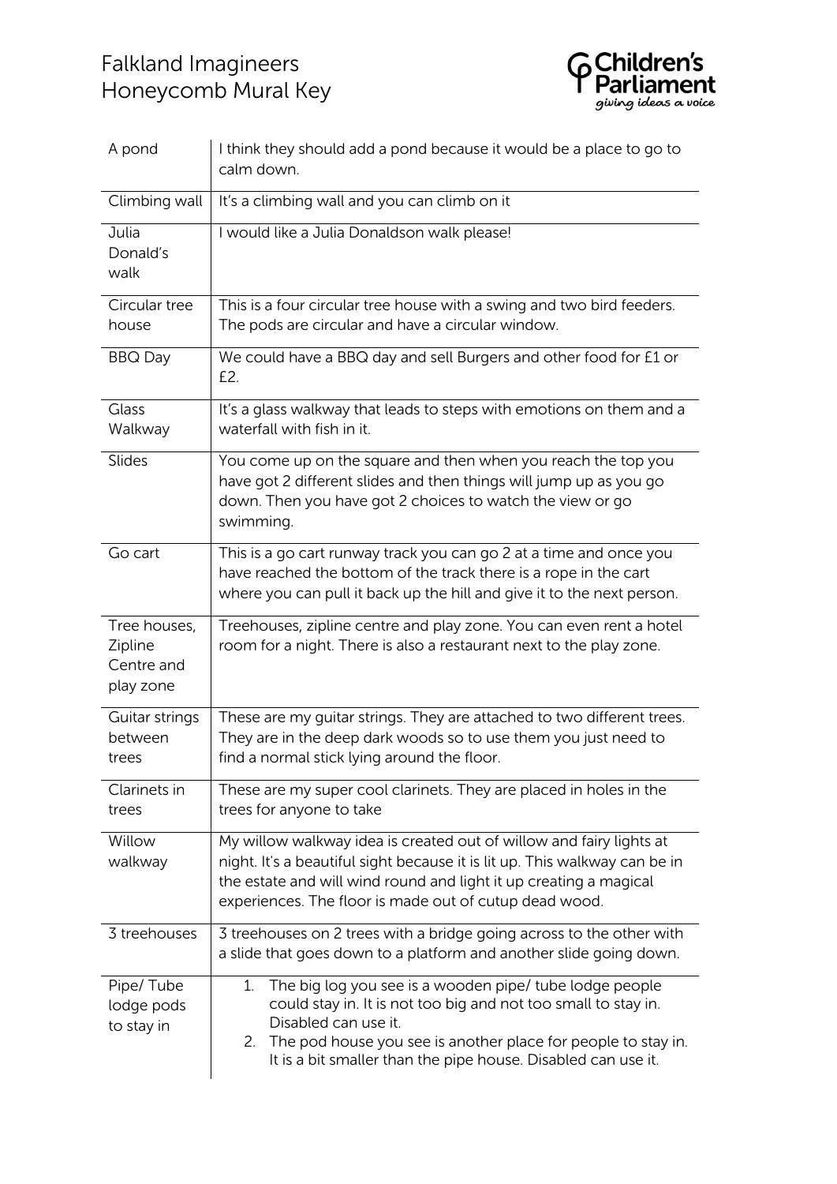# Falkland Imagineers
# Honeycomb Mural Key

| | |
|---|---|
| A pond | I think they should add a pond because it would be a place to go to calm down. |
| Climbing wall | It's a climbing wall and you can climb on it |
| Julia Donald's walk | I would like a Julia Donaldson walk please! |
| Circular tree house | This is a four circular tree house with a swing and two bird feeders. The pods are circular and have a circular window. |
| BBQ Day | We could have a BBQ day and sell Burgers and other food for £1 or £2. |
| Glass Walkway | It's a glass walkway that leads to steps with emotions on them and a waterfall with fish in it. |
| Slides | You come up on the square and then when you reach the top you have got 2 different slides and then things will jump up as you go down. Then you have got 2 choices to watch the view or go swimming. |
| Go cart | This is a go cart runway track you can go 2 at a time and once you have reached the bottom of the track there is a rope in the cart where you can pull it back up the hill and give it to the next person. |
| Tree houses, Zipline Centre and play zone | Treehouses, zipline centre and play zone. You can even rent a hotel room for a night. There is also a restaurant next to the play zone. |
| Guitar strings between trees | These are my guitar strings. They are attached to two different trees. They are in the deep dark woods so to use them you just need to find a normal stick lying around the floor. |
| Clarinets in trees | These are my super cool clarinets. They are placed in holes in the trees for anyone to take |
| Willow walkway | My willow walkway idea is created out of willow and fairy lights at night. It's a beautiful sight because it is lit up. This walkway can be in the estate and will wind round and light it up creating a magical experiences. The floor is made out of cutup dead wood. |
| 3 treehouses | 3 treehouses on 2 trees with a bridge going across to the other with a slide that goes down to a platform and another slide going down. |
| Pipe/ Tube lodge pods to stay in | 1. The big log you see is a wooden pipe/ tube lodge people could stay in. It is not too big and not too small to stay in. Disabled can use it. 2. The pod house you see is another place for people to stay in. It is a bit smaller than the pipe house. Disabled can use it. |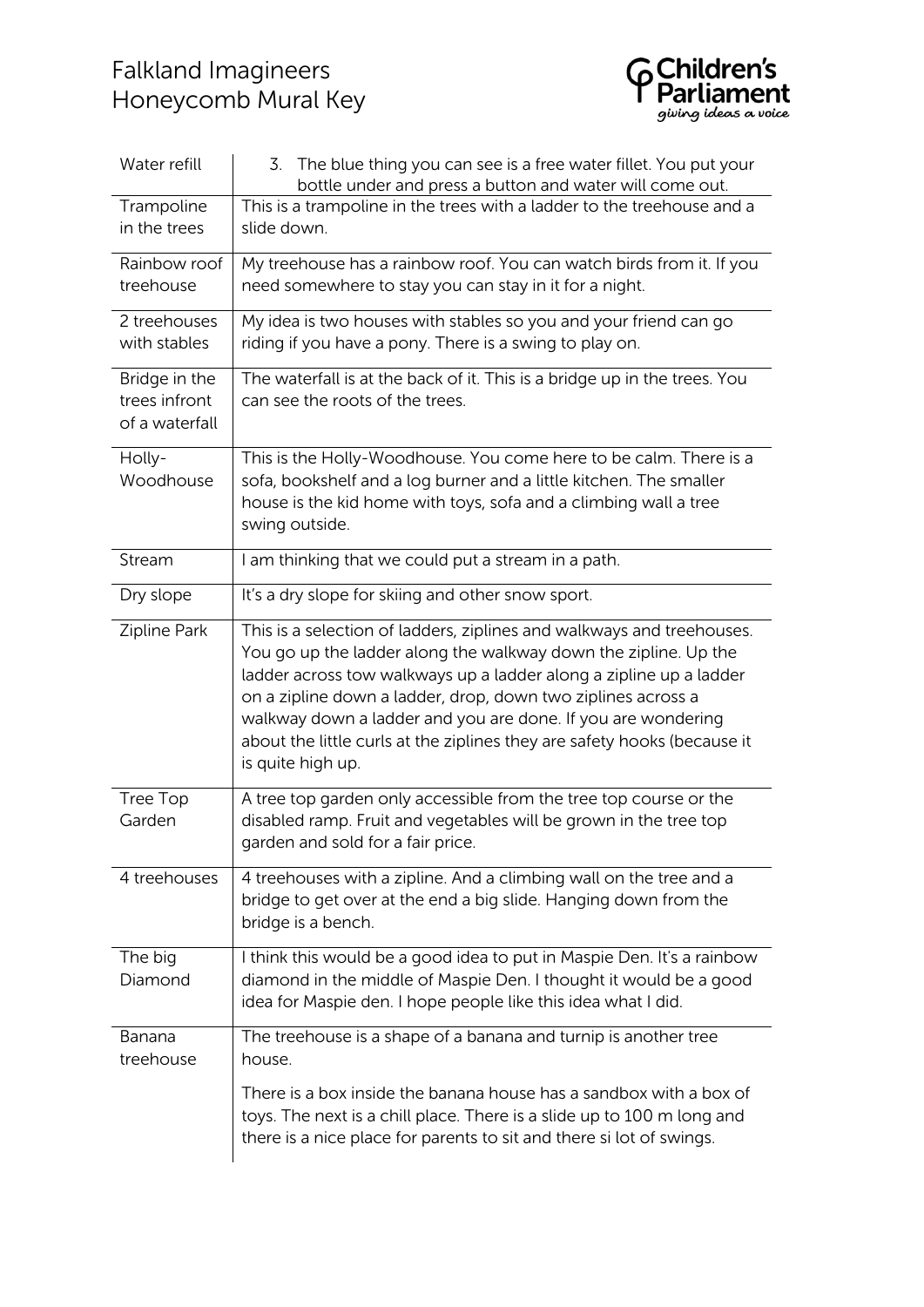Falkland Imagineers
Honeycomb Mural Key

| | |
|---|---|
| Water refill | 3. The blue thing you can see is a free water fillet. You put your bottle under and press a button and water will come out. |
| Trampoline in the trees | This is a trampoline in the trees with a ladder to the treehouse and a slide down. |
| Rainbow roof treehouse | My treehouse has a rainbow roof. You can watch birds from it. If you need somewhere to stay you can stay in it for a night. |
| 2 treehouses with stables | My idea is two houses with stables so you and your friend can go riding if you have a pony. There is a swing to play on. |
| Bridge in the trees infront of a waterfall | The waterfall is at the back of it. This is a bridge up in the trees. You can see the roots of the trees. |
| Holly-Woodhouse | This is the Holly-Woodhouse. You come here to be calm. There is a sofa, bookshelf and a log burner and a little kitchen. The smaller house is the kid home with toys, sofa and a climbing wall a tree swing outside. |
| Stream | I am thinking that we could put a stream in a path. |
| Dry slope | It's a dry slope for skiing and other snow sport. |
| Zipline Park | This is a selection of ladders, ziplines and walkways and treehouses. You go up the ladder along the walkway down the zipline. Up the ladder across tow walkways up a ladder along a zipline up a ladder on a zipline down a ladder, drop, down two ziplines across a walkway down a ladder and you are done. If you are wondering about the little curls at the ziplines they are safety hooks (because it is quite high up. |
| Tree Top Garden | A tree top garden only accessible from the tree top course or the disabled ramp. Fruit and vegetables will be grown in the tree top garden and sold for a fair price. |
| 4 treehouses | 4 treehouses with a zipline. And a climbing wall on the tree and a bridge to get over at the end a big slide. Hanging down from the bridge is a bench. |
| The big Diamond | I think this would be a good idea to put in Maspie Den. It's a rainbow diamond in the middle of Maspie Den. I thought it would be a good idea for Maspie den. I hope people like this idea what I did. |
| Banana treehouse | The treehouse is a shape of a banana and turnip is another tree house.<br><br>There is a box inside the banana house has a sandbox with a box of toys. The next is a chill place. There is a slide up to 100 m long and there is a nice place for parents to sit and there si lot of swings. |